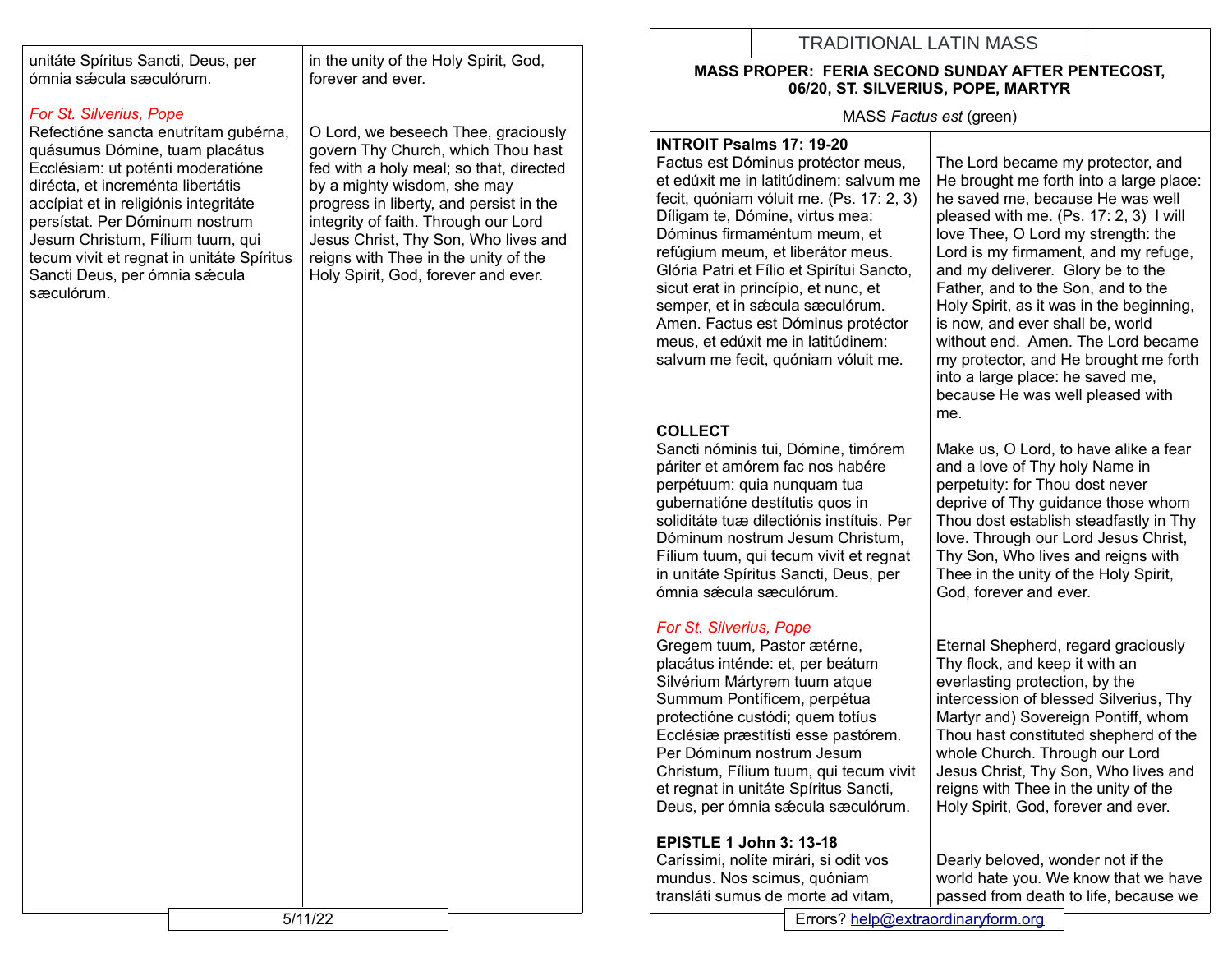unitáte Spíritus Sancti, Deus, per ómnia sǽcula sæculórum.

in the unity of the Holy Spirit, God, forever and ever.

*For St. Silverius, Pope*

Refectióne sancta enutrítam gubérna, quásumus Dómine, tuam placátus Ecclésiam: ut poténti moderatióne dirécta, et increménta libertátis accípiat et in religiónis integritáte persístat. Per Dóminum nostrum Jesum Christum, Fílium tuum, qui tecum vivit et regnat in unitáte Spíritus Sancti Deus, per ómnia sǽcula sæculórum.

O Lord, we beseech Thee, graciously govern Thy Church, which Thou hast fed with a holy meal; so that, directed by a mighty wisdom, she may progress in liberty, and persist in the integrity of faith. Through our Lord Jesus Christ, Thy Son, Who lives and reigns with Thee in the unity of the Holy Spirit, God, forever and ever.

5/11/22

# TRADITIONAL LATIN MASS

**MASS PROPER: FERIA SECOND SUNDAY AFTER PENTECOST, 06/20, ST. SILVERIUS, POPE, MARTYR**

MASS *Factus est* (green)

**INTROIT Psalms 17: 19-20**

Factus est Dóminus protéctor meus, et edúxit me in latitúdinem: salvum me fecit, quóniam vóluit me. (Ps. 17: 2, 3) Díligam te, Dómine, virtus mea: Dóminus firmaméntum meum, et refúgium meum, et liberátor meus. Glória Patri et Fílio et Spirítui Sancto, sicut erat in princípio, et nunc, et semper, et in sǽcula sæculórum. Amen. Factus est Dóminus protéctor meus, et edúxit me in latitúdinem: salvum me fecit, quóniam vóluit me.

The Lord became my protector, and He brought me forth into a large place: he saved me, because He was well pleased with me. (Ps. 17: 2, 3) I will love Thee, O Lord my strength: the Lord is my firmament, and my refuge, and my deliverer. Glory be to the Father, and to the Son, and to the Holy Spirit, as it was in the beginning, is now, and ever shall be, world without end. Amen. The Lord became my protector, and He brought me forth into a large place: he saved me, because He was well pleased with me.

**COLLECT**

Sancti nóminis tui, Dómine, timórem páriter et amórem fac nos habére perpétuum: quia nunquam tua gubernatióne destítutis quos in soliditáte tuæ dilectiónis instítuis. Per Dóminum nostrum Jesum Christum, Fílium tuum, qui tecum vivit et regnat in unitáte Spíritus Sancti, Deus, per ómnia sǽcula sæculórum.

Make us, O Lord, to have alike a fear and a love of Thy holy Name in perpetuity: for Thou dost never deprive of Thy guidance those whom Thou dost establish steadfastly in Thy love. Through our Lord Jesus Christ, Thy Son, Who lives and reigns with Thee in the unity of the Holy Spirit, God, forever and ever.

*For St. Silverius, Pope*

Gregem tuum, Pastor ætérne, placátus inténde: et, per beátum Silvérium Mártyrem tuum atque Summum Pontíficem, perpétua protectióne custódi; quem totíus Ecclésiæ præstitísti esse pastórem. Per Dóminum nostrum Jesum Christum, Fílium tuum, qui tecum vivit et regnat in unitáte Spíritus Sancti, Deus, per ómnia sǽcula sæculórum.

Eternal Shepherd, regard graciously Thy flock, and keep it with an everlasting protection, by the intercession of blessed Silverius, Thy Martyr and) Sovereign Pontiff, whom Thou hast constituted shepherd of the whole Church. Through our Lord Jesus Christ, Thy Son, Who lives and reigns with Thee in the unity of the Holy Spirit, God, forever and ever.

**EPISTLE 1 John 3: 13-18**

Caríssimi, nolíte mirári, si odit vos mundus. Nos scimus, quóniam transláti sumus de morte ad vitam,

Dearly beloved, wonder not if the world hate you. We know that we have passed from death to life, because we

Errors? help@extraordinaryform.org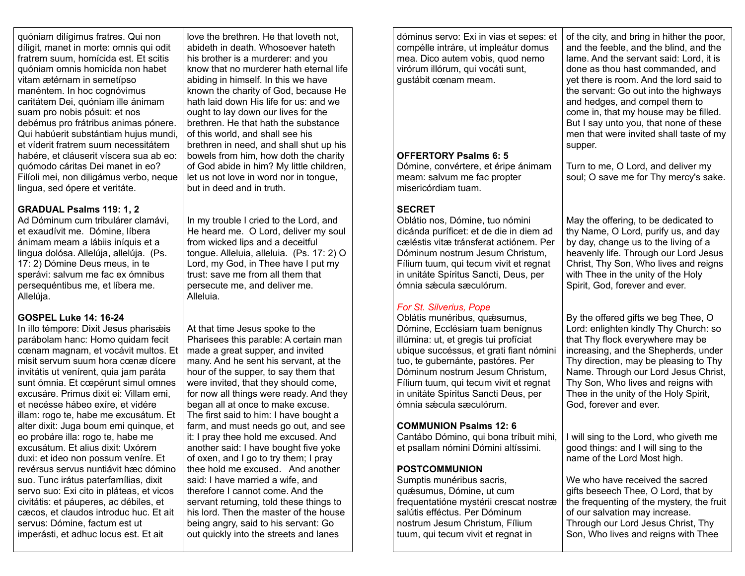quóniam dilígimus fratres. Qui non díligit, manet in morte: omnis qui odit fratrem suum, homícida est. Et scitis quóniam omnis homicída non habet vitam ætérnam in semetípso manéntem. In hoc cognóvimus caritátem Dei, quóniam ille ánimam suam pro nobis pósuit: et nos debémus pro frátribus animas pónere. Qui habúerit substántiam hujus mundi, et víderit fratrem suum necessitátem habére, et cláuserit víscera sua ab eo: quómodo cáritas Dei manet in eo? Filíoli mei, non diligámus verbo, neque lingua, sed ópere et veritáte.

love the brethren. He that loveth not, abideth in death. Whosoever hateth his brother is a murderer: and you know that no murderer hath eternal life abiding in himself. In this we have known the charity of God, because He hath laid down His life for us: and we ought to lay down our lives for the brethren. He that hath the substance of this world, and shall see his brethren in need, and shall shut up his bowels from him, how doth the charity of God abide in him? My little children, let us not love in word nor in tongue, but in deed and in truth.

**GRADUAL Psalms 119: 1, 2**

Ad Dóminum cum tribulárer clamávi, et exaudívit me. Dómine, líbera ánimam meam a lábiis iníquis et a lingua dolósa. Allelúja, allelúja. (Ps. 17: 2) Dómine Deus meus, in te sperávi: salvum me fac ex ómnibus persequéntibus me, et líbera me. Allelúja.

In my trouble I cried to the Lord, and He heard me. O Lord, deliver my soul from wicked lips and a deceitful tongue. Alleluia, alleluia. (Ps. 17: 2) O Lord, my God, in Thee have I put my trust: save me from all them that persecute me, and deliver me. Alleluia.

**GOSPEL Luke 14: 16-24**

In illo témpore: Dixit Jesus pharisǽis parábolam hanc: Homo quidam fecit cœnam magnam, et vocávit multos. Et misit servum suum hora cœnæ dícere invitátis ut venírent, quia jam paráta sunt ómnia. Et cœpérunt simul omnes excusáre. Primus dixit ei: Villam emi, et necésse hábeo exíre, et vidére illam: rogo te, habe me excusátum. Et alter dixit: Juga boum emi quinque, et eo probáre illa: rogo te, habe me excusátum. Et alius dixit: Uxórem duxi: et ideo non possum veníre. Et revérsus servus nuntiávit hæc dómino suo. Tunc irátus paterfamílias, dixit servo suo: Exi cito in pláteas, et vicos civitátis: et páuperes, ac débiles, et cæcos, et claudos introduc huc. Et ait servus: Dómine, factum est ut imperásti, et adhuc locus est. Et ait dóminus servo: Exi in vias et sepes: et compélle intráre, ut impleátur domus mea. Dico autem vobis, quod nemo virórum illórum, qui vocáti sunt, gustábit cœnam meam.

At that time Jesus spoke to the Pharisees this parable: A certain man made a great supper, and invited many. And he sent his servant, at the hour of the supper, to say them that were invited, that they should come, for now all things were ready. And they began all at once to make excuse. The first said to him: I have bought a farm, and must needs go out, and see it: I pray thee hold me excused. And another said: I have bought five yoke of oxen, and I go to try them; I pray thee hold me excused. And another said: I have married a wife, and therefore I cannot come. And the servant returning, told these things to his lord. Then the master of the house being angry, said to his servant: Go out quickly into the streets and lanes of the city, and bring in hither the poor, and the feeble, and the blind, and the lame. And the servant said: Lord, it is done as thou hast commanded, and yet there is room. And the lord said to the servant: Go out into the highways and hedges, and compel them to come in, that my house may be filled. But I say unto you, that none of these men that were invited shall taste of my supper.

**OFFERTORY Psalms 6: 5**

Dómine, convértere, et éripe ánimam meam: salvum me fac propter misericórdiam tuam.

Turn to me, O Lord, and deliver my soul; O save me for Thy mercy's sake.

**SECRET**

Oblátio nos, Dómine, tuo nómini dicánda purífícet: et de die in diem ad cæléstis vitæ tránsferat actiónem. Per Dóminum nostrum Jesum Christum, Fílium tuum, qui tecum vivit et regnat in unitáte Spíritus Sancti, Deus, per ómnia sǽcula sæculórum.

May the offering, to be dedicated to thy Name, O Lord, purify us, and day by day, change us to the living of a heavenly life. Through our Lord Jesus Christ, Thy Son, Who lives and reigns with Thee in the unity of the Holy Spirit, God, forever and ever.

*For St. Silverius, Pope*

Oblátis munéribus, quǽsumus, Dómine, Ecclésiam tuam benígnus illúmina: ut, et gregis tui profíciat ubique succéssus, et grati fiant nómini tuo, te gubernánte, pastóres. Per Dóminum nostrum Jesum Christum, Fílium tuum, qui tecum vivit et regnat in unitáte Spíritus Sancti Deus, per ómnia sǽcula sæculórum.

By the offered gifts we beg Thee, O Lord: enlighten kindly Thy Church: so that Thy flock everywhere may be increasing, and the Shepherds, under Thy direction, may be pleasing to Thy Name. Through our Lord Jesus Christ, Thy Son, Who lives and reigns with Thee in the unity of the Holy Spirit, God, forever and ever.

**COMMUNION Psalms 12: 6**

Cantábo Dómino, qui bona tríbuit mihi, et psallam nómini Dómini altíssimi.

I will sing to the Lord, who giveth me good things: and I will sing to the name of the Lord Most high.

**POSTCOMMUNION**

Sumptis munéribus sacris, quǽsumus, Dómine, ut cum frequentatióne mystérii crescat nostræ salútis efféctus. Per Dóminum nostrum Jesum Christum, Fílium tuum, qui tecum vivit et regnat in

We who have received the sacred gifts beseech Thee, O Lord, that by the frequenting of the mystery, the fruit of our salvation may increase. Through our Lord Jesus Christ, Thy Son, Who lives and reigns with Thee